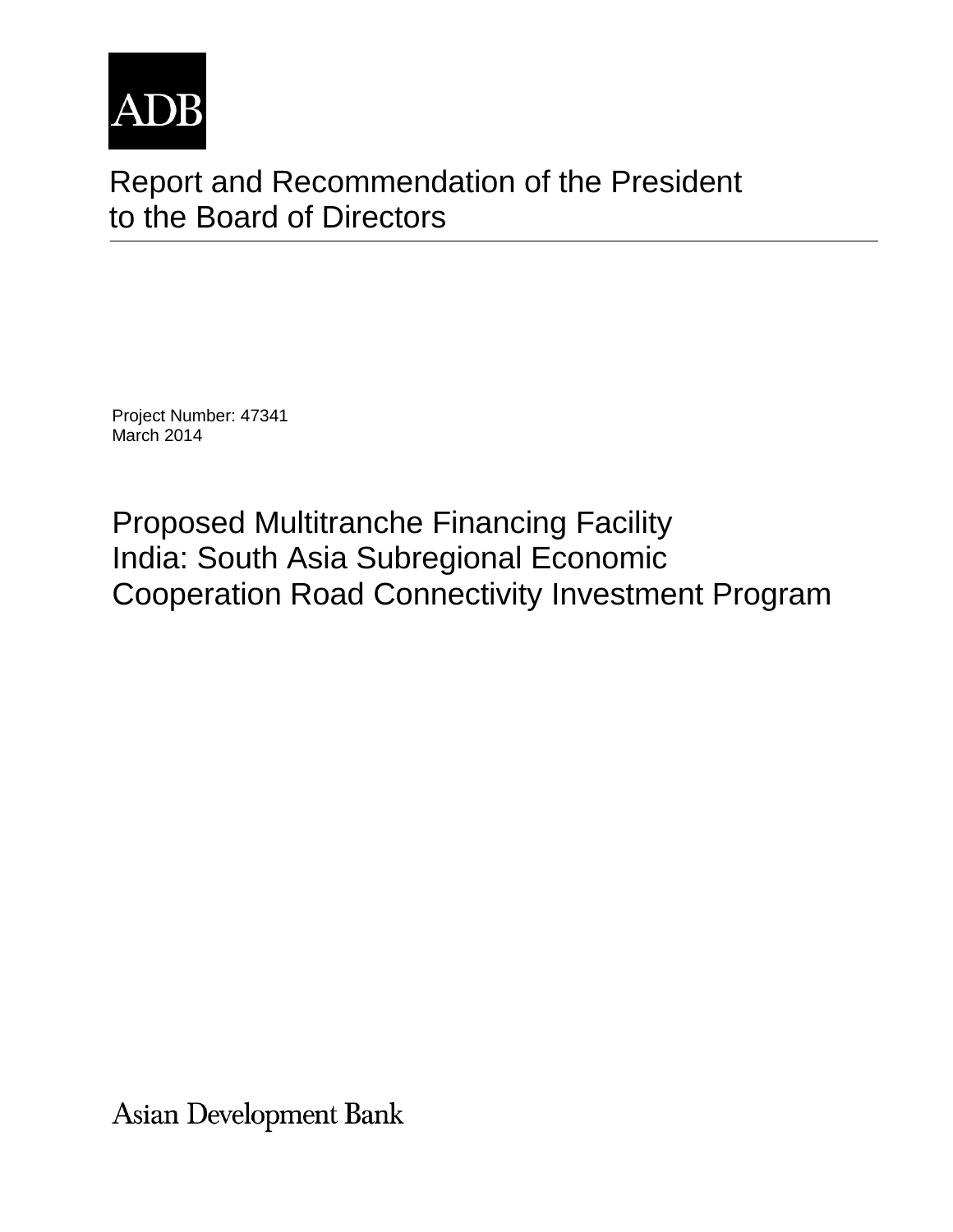ADB

# Report and Recommendation of the President to the Board of Directors

Project Number: 47341
March 2014

## Proposed Multitranche Financing Facility India: South Asia Subregional Economic Cooperation Road Connectivity Investment Program

Asian Development Bank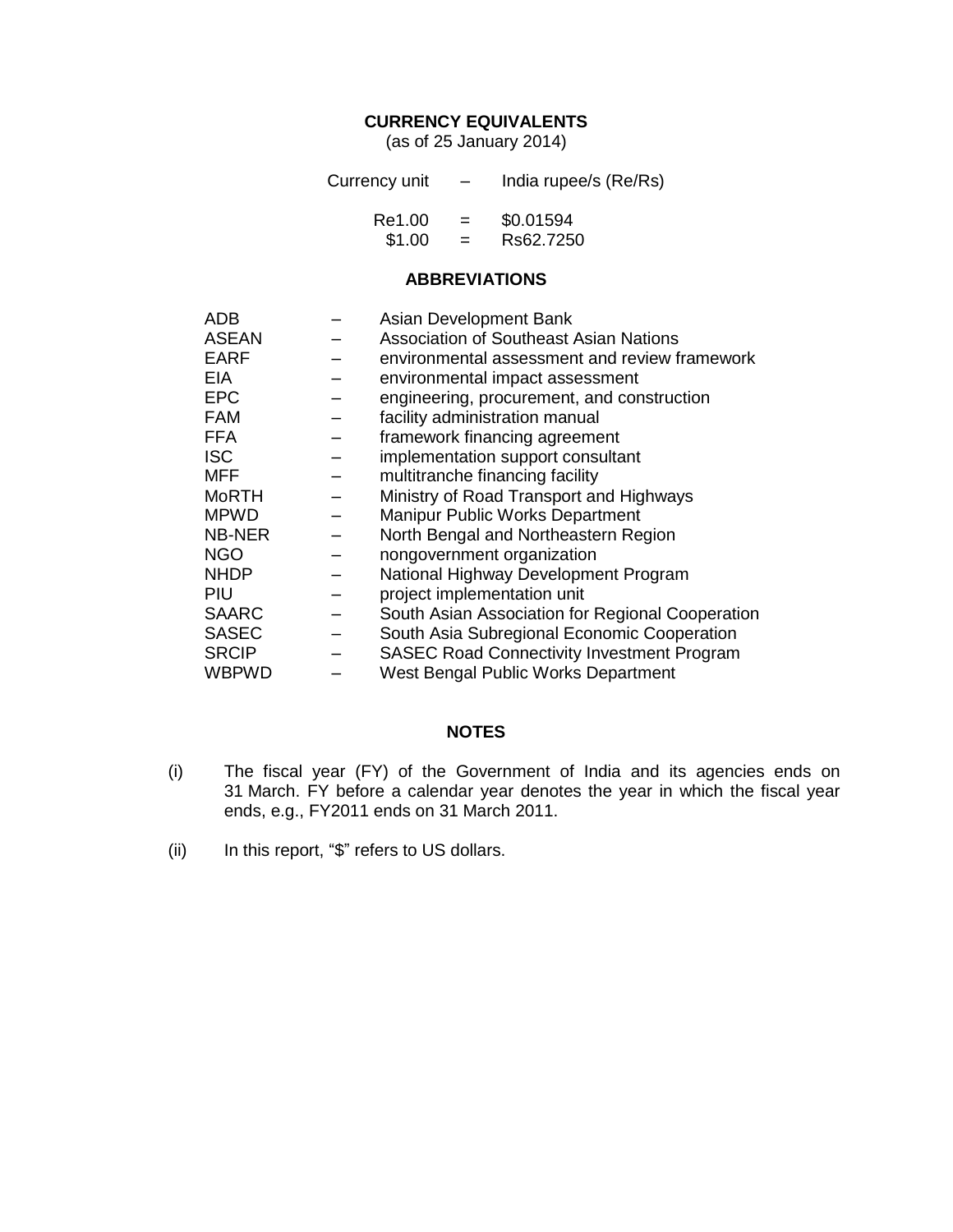## CURRENCY EQUIVALENTS

(as of 25 January 2014)

| | | |
|---|---|---|
| Currency unit | – | India rupee/s (Re/Rs) |
| Re1.00 | = | $0.01594 |
| $1.00 | = | Rs62.7250 |

## ABBREVIATIONS

| | | |
|---|---|---|
| ADB | – | Asian Development Bank |
| ASEAN | – | Association of Southeast Asian Nations |
| EARF | – | environmental assessment and review framework |
| EIA | – | environmental impact assessment |
| EPC | – | engineering, procurement, and construction |
| FAM | – | facility administration manual |
| FFA | – | framework financing agreement |
| ISC | – | implementation support consultant |
| MFF | – | multitranche financing facility |
| MoRTH | – | Ministry of Road Transport and Highways |
| MPWD | – | Manipur Public Works Department |
| NB-NER | – | North Bengal and Northeastern Region |
| NGO | – | nongovernment organization |
| NHDP | – | National Highway Development Program |
| PIU | – | project implementation unit |
| SAARC | – | South Asian Association for Regional Cooperation |
| SASEC | – | South Asia Subregional Economic Cooperation |
| SRCIP | – | SASEC Road Connectivity Investment Program |
| WBPWD | – | West Bengal Public Works Department |

## NOTES

(i) The fiscal year (FY) of the Government of India and its agencies ends on 31 March. FY before a calendar year denotes the year in which the fiscal year ends, e.g., FY2011 ends on 31 March 2011.

(ii) In this report, "$" refers to US dollars.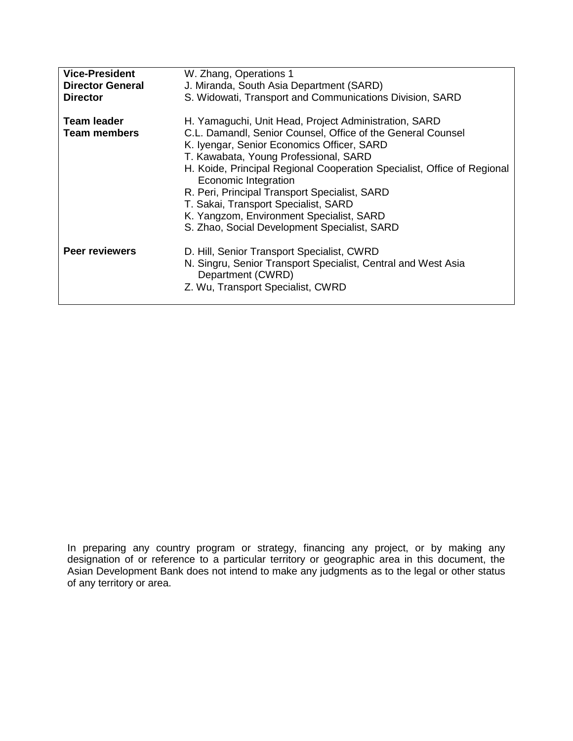| | |
|---|---|
| **Vice-President** | W. Zhang, Operations 1 |
| **Director General** | J. Miranda, South Asia Department (SARD) |
| **Director** | S. Widowati, Transport and Communications Division, SARD |
| | |
| **Team leader** | H. Yamaguchi, Unit Head, Project Administration, SARD |
| **Team members** | C.L. Damandl, Senior Counsel, Office of the General Counsel |
| | K. Iyengar, Senior Economics Officer, SARD |
| | T. Kawabata, Young Professional, SARD |
| | H. Koide, Principal Regional Cooperation Specialist, Office of Regional Economic Integration |
| | R. Peri, Principal Transport Specialist, SARD |
| | T. Sakai, Transport Specialist, SARD |
| | K. Yangzom, Environment Specialist, SARD |
| | S. Zhao, Social Development Specialist, SARD |
| | |
| **Peer reviewers** | D. Hill, Senior Transport Specialist, CWRD |
| | N. Singru, Senior Transport Specialist, Central and West Asia Department (CWRD) |
| | Z. Wu, Transport Specialist, CWRD |

In preparing any country program or strategy, financing any project, or by making any designation of or reference to a particular territory or geographic area in this document, the Asian Development Bank does not intend to make any judgments as to the legal or other status of any territory or area.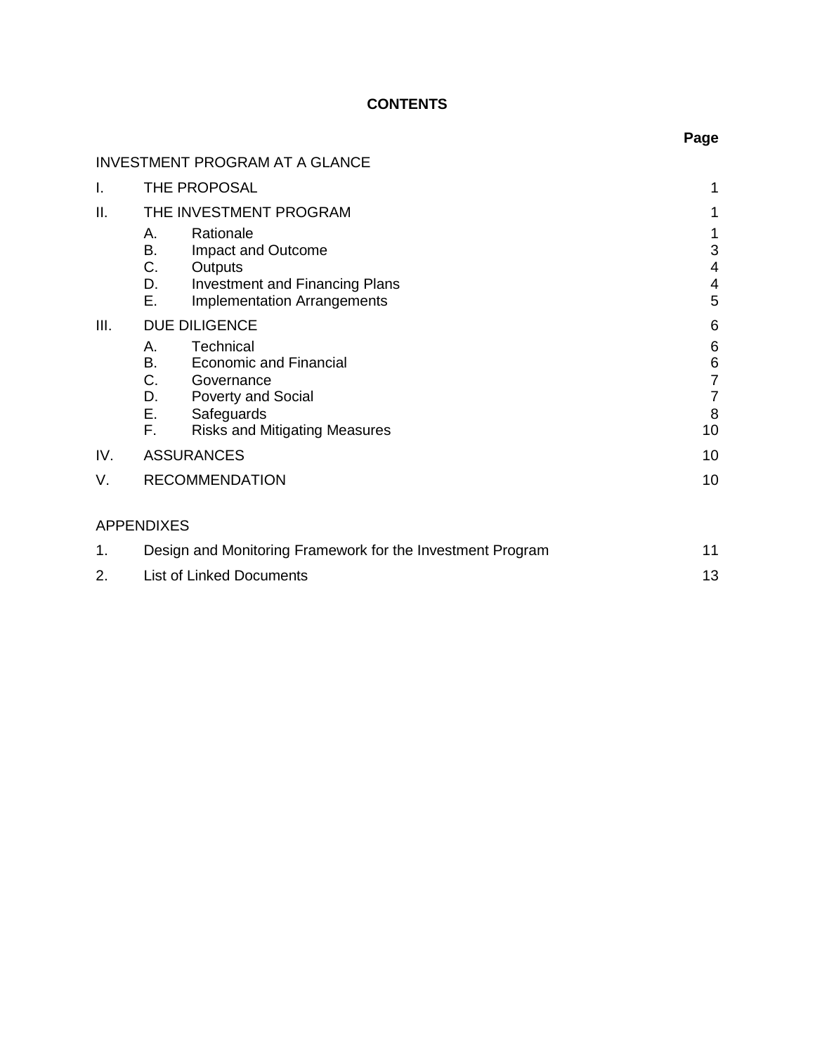**CONTENTS**

| | | Page |
|---|---|---|
| INVESTMENT PROGRAM AT A GLANCE | | |
| I. | THE PROPOSAL | 1 |
| II. | THE INVESTMENT PROGRAM | 1 |
| | A. Rationale | 1 |
| | B. Impact and Outcome | 3 |
| | C. Outputs | 4 |
| | D. Investment and Financing Plans | 4 |
| | E. Implementation Arrangements | 5 |
| III. | DUE DILIGENCE | 6 |
| | A. Technical | 6 |
| | B. Economic and Financial | 6 |
| | C. Governance | 7 |
| | D. Poverty and Social | 7 |
| | E. Safeguards | 8 |
| | F. Risks and Mitigating Measures | 10 |
| IV. | ASSURANCES | 10 |
| V. | RECOMMENDATION | 10 |
| APPENDIXES | | |
| 1. | Design and Monitoring Framework for the Investment Program | 11 |
| 2. | List of Linked Documents | 13 |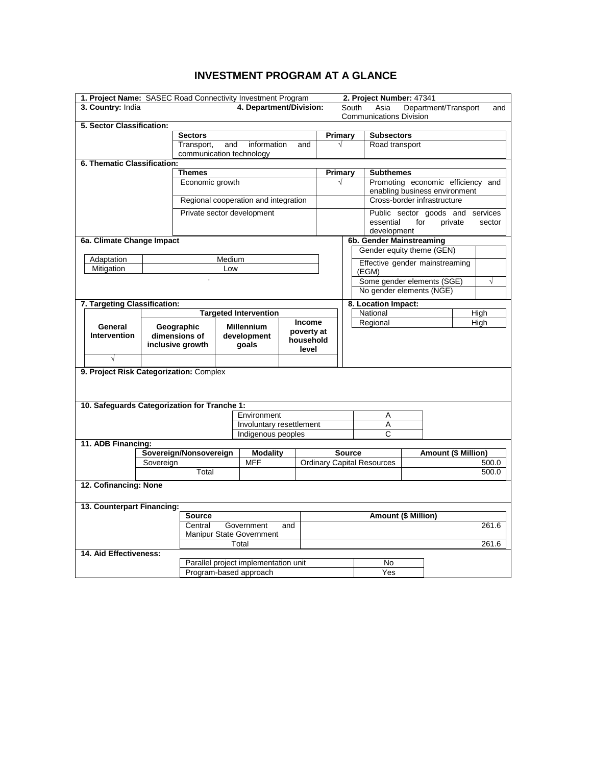# INVESTMENT PROGRAM AT A GLANCE

**1. Project Name:** SASEC Road Connectivity Investment Program

**2. Project Number:** 47341

**3. Country:** India

**4. Department/Division:** South Asia Department/Transport and Communications Division

**5. Sector Classification:**

| Sectors | Primary | Subsectors |
|---|---|---|
| Transport, and information and communication technology | √ | Road transport |

**6. Thematic Classification:**

| Themes | Primary | Subthemes |
|---|---|---|
| Economic growth | √ | Promoting economic efficiency and enabling business environment |
| Regional cooperation and integration | | Cross-border infrastructure |
| Private sector development | | Public sector goods and services essential for private sector development |

**6a. Climate Change Impact**

| | |
|---|---|
| Adaptation | Medium |
| Mitigation | Low |

**6b. Gender Mainstreaming**

| | |
|---|---|
| Gender equity theme (GEN) | |
| Effective gender mainstreaming (EGM) | |
| Some gender elements (SGE) | √ |
| No gender elements (NGE) | |

**7. Targeting Classification:**

| General Intervention | Targeted Intervention | | |
|---|---|---|---|
| | Geographic dimensions of inclusive growth | Millennium development goals | Income poverty at household level |
| √ | | | |

**8. Location Impact:**

| | |
|---|---|
| National | High |
| Regional | High |

**9. Project Risk Categorization:** Complex

**10. Safeguards Categorization for Tranche 1:**

| | |
|---|---|
| Environment | A |
| Involuntary resettlement | A |
| Indigenous peoples | C |

**11. ADB Financing:**

| Sovereign/Nonsovereign | Modality | Source | Amount ($ Million) |
|---|---|---|---|
| Sovereign | MFF | Ordinary Capital Resources | 500.0 |
| Total | | | 500.0 |

**12. Cofinancing: None**

**13. Counterpart Financing:**

| Source | Amount ($ Million) |
|---|---|
| Central Government and Manipur State Government | 261.6 |
| Total | 261.6 |

**14. Aid Effectiveness:**

| | |
|---|---|
| Parallel project implementation unit | No |
| Program-based approach | Yes |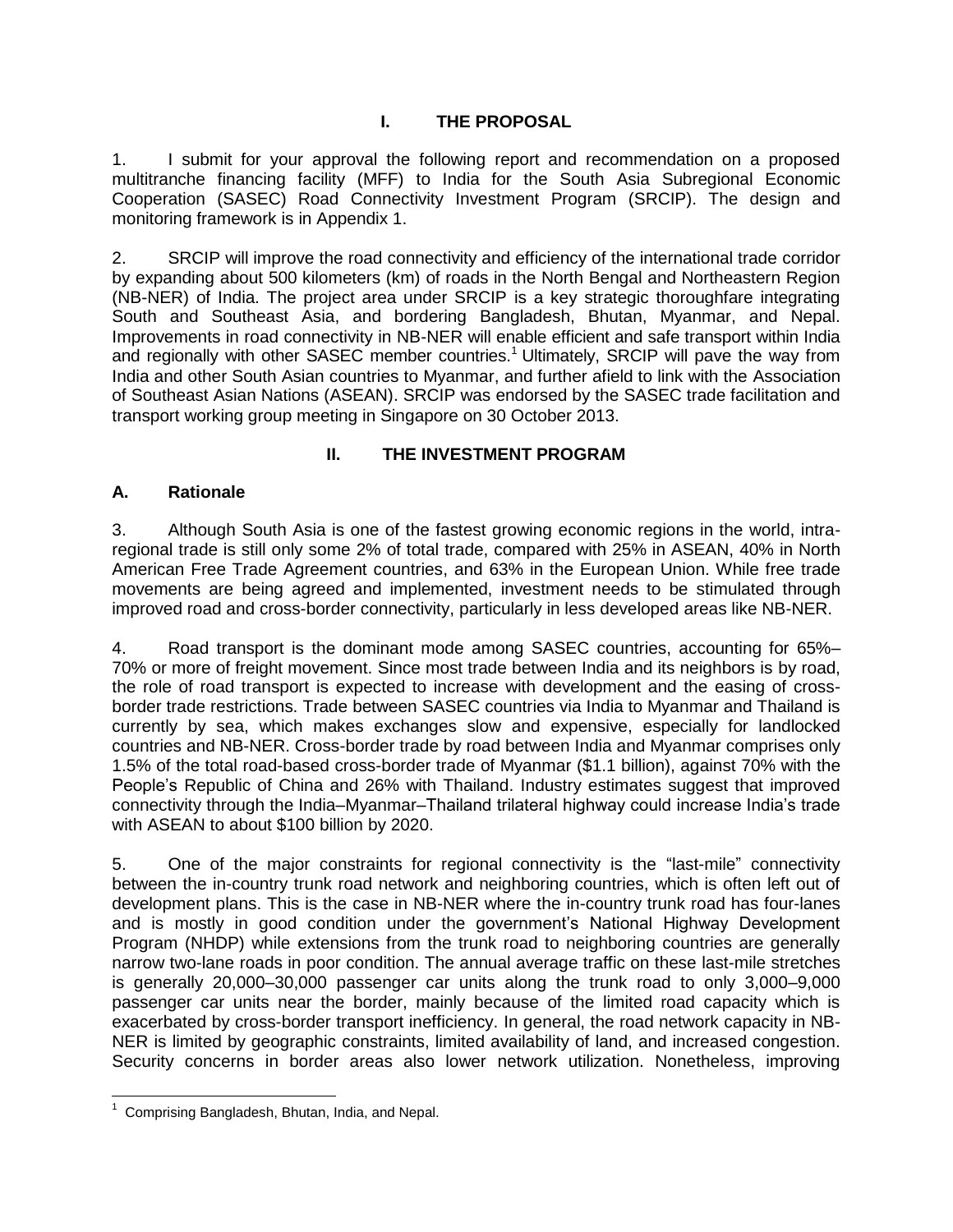# I. THE PROPOSAL

1. I submit for your approval the following report and recommendation on a proposed multitranche financing facility (MFF) to India for the South Asia Subregional Economic Cooperation (SASEC) Road Connectivity Investment Program (SRCIP). The design and monitoring framework is in Appendix 1.

2. SRCIP will improve the road connectivity and efficiency of the international trade corridor by expanding about 500 kilometers (km) of roads in the North Bengal and Northeastern Region (NB-NER) of India. The project area under SRCIP is a key strategic thoroughfare integrating South and Southeast Asia, and bordering Bangladesh, Bhutan, Myanmar, and Nepal. Improvements in road connectivity in NB-NER will enable efficient and safe transport within India and regionally with other SASEC member countries.[1] Ultimately, SRCIP will pave the way from India and other South Asian countries to Myanmar, and further afield to link with the Association of Southeast Asian Nations (ASEAN). SRCIP was endorsed by the SASEC trade facilitation and transport working group meeting in Singapore on 30 October 2013.

# II. THE INVESTMENT PROGRAM

## A. Rationale

3. Although South Asia is one of the fastest growing economic regions in the world, intra-regional trade is still only some 2% of total trade, compared with 25% in ASEAN, 40% in North American Free Trade Agreement countries, and 63% in the European Union. While free trade movements are being agreed and implemented, investment needs to be stimulated through improved road and cross-border connectivity, particularly in less developed areas like NB-NER.

4. Road transport is the dominant mode among SASEC countries, accounting for 65%–70% or more of freight movement. Since most trade between India and its neighbors is by road, the role of road transport is expected to increase with development and the easing of cross-border trade restrictions. Trade between SASEC countries via India to Myanmar and Thailand is currently by sea, which makes exchanges slow and expensive, especially for landlocked countries and NB-NER. Cross-border trade by road between India and Myanmar comprises only 1.5% of the total road-based cross-border trade of Myanmar ($1.1 billion), against 70% with the People's Republic of China and 26% with Thailand. Industry estimates suggest that improved connectivity through the India–Myanmar–Thailand trilateral highway could increase India's trade with ASEAN to about $100 billion by 2020.

5. One of the major constraints for regional connectivity is the "last-mile" connectivity between the in-country trunk road network and neighboring countries, which is often left out of development plans. This is the case in NB-NER where the in-country trunk road has four-lanes and is mostly in good condition under the government's National Highway Development Program (NHDP) while extensions from the trunk road to neighboring countries are generally narrow two-lane roads in poor condition. The annual average traffic on these last-mile stretches is generally 20,000–30,000 passenger car units along the trunk road to only 3,000–9,000 passenger car units near the border, mainly because of the limited road capacity which is exacerbated by cross-border transport inefficiency. In general, the road network capacity in NB-NER is limited by geographic constraints, limited availability of land, and increased congestion. Security concerns in border areas also lower network utilization. Nonetheless, improving

---

[1] Comprising Bangladesh, Bhutan, India, and Nepal.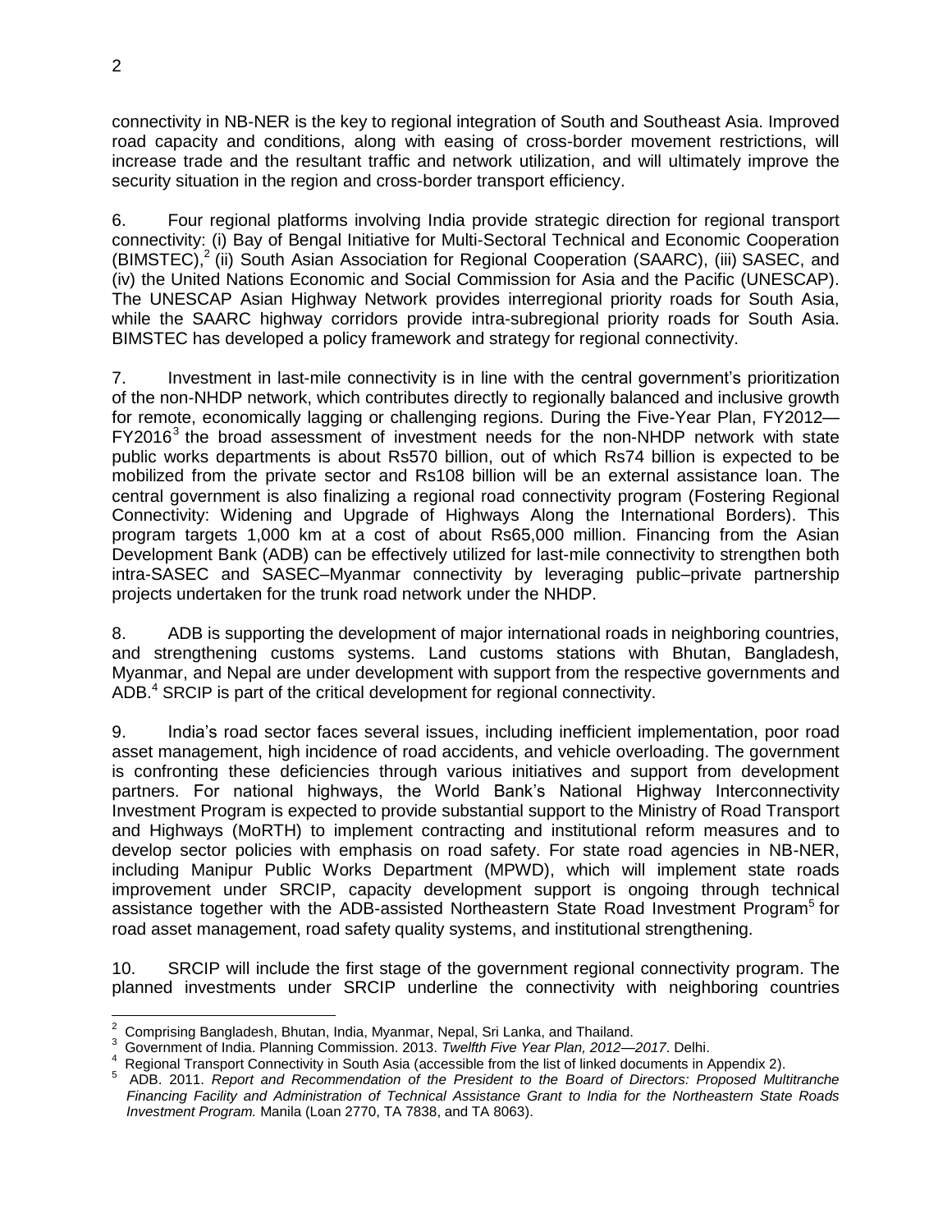connectivity in NB-NER is the key to regional integration of South and Southeast Asia. Improved road capacity and conditions, along with easing of cross-border movement restrictions, will increase trade and the resultant traffic and network utilization, and will ultimately improve the security situation in the region and cross-border transport efficiency.

6. Four regional platforms involving India provide strategic direction for regional transport connectivity: (i) Bay of Bengal Initiative for Multi-Sectoral Technical and Economic Cooperation (BIMSTEC),[2] (ii) South Asian Association for Regional Cooperation (SAARC), (iii) SASEC, and (iv) the United Nations Economic and Social Commission for Asia and the Pacific (UNESCAP). The UNESCAP Asian Highway Network provides interregional priority roads for South Asia, while the SAARC highway corridors provide intra-subregional priority roads for South Asia. BIMSTEC has developed a policy framework and strategy for regional connectivity.

7. Investment in last-mile connectivity is in line with the central government's prioritization of the non-NHDP network, which contributes directly to regionally balanced and inclusive growth for remote, economically lagging or challenging regions. During the Five-Year Plan, FY2012—FY2016[3] the broad assessment of investment needs for the non-NHDP network with state public works departments is about Rs570 billion, out of which Rs74 billion is expected to be mobilized from the private sector and Rs108 billion will be an external assistance loan. The central government is also finalizing a regional road connectivity program (Fostering Regional Connectivity: Widening and Upgrade of Highways Along the International Borders). This program targets 1,000 km at a cost of about Rs65,000 million. Financing from the Asian Development Bank (ADB) can be effectively utilized for last-mile connectivity to strengthen both intra-SASEC and SASEC–Myanmar connectivity by leveraging public–private partnership projects undertaken for the trunk road network under the NHDP.

8. ADB is supporting the development of major international roads in neighboring countries, and strengthening customs systems. Land customs stations with Bhutan, Bangladesh, Myanmar, and Nepal are under development with support from the respective governments and ADB.[4] SRCIP is part of the critical development for regional connectivity.

9. India's road sector faces several issues, including inefficient implementation, poor road asset management, high incidence of road accidents, and vehicle overloading. The government is confronting these deficiencies through various initiatives and support from development partners. For national highways, the World Bank's National Highway Interconnectivity Investment Program is expected to provide substantial support to the Ministry of Road Transport and Highways (MoRTH) to implement contracting and institutional reform measures and to develop sector policies with emphasis on road safety. For state road agencies in NB-NER, including Manipur Public Works Department (MPWD), which will implement state roads improvement under SRCIP, capacity development support is ongoing through technical assistance together with the ADB-assisted Northeastern State Road Investment Program[5] for road asset management, road safety quality systems, and institutional strengthening.

10. SRCIP will include the first stage of the government regional connectivity program. The planned investments under SRCIP underline the connectivity with neighboring countries

---

[2] Comprising Bangladesh, Bhutan, India, Myanmar, Nepal, Sri Lanka, and Thailand.

[3] Government of India. Planning Commission. 2013. *Twelfth Five Year Plan, 2012—2017*. Delhi.

[4] Regional Transport Connectivity in South Asia (accessible from the list of linked documents in Appendix 2).

[5] ADB. 2011. *Report and Recommendation of the President to the Board of Directors: Proposed Multitranche Financing Facility and Administration of Technical Assistance Grant to India for the Northeastern State Roads Investment Program.* Manila (Loan 2770, TA 7838, and TA 8063).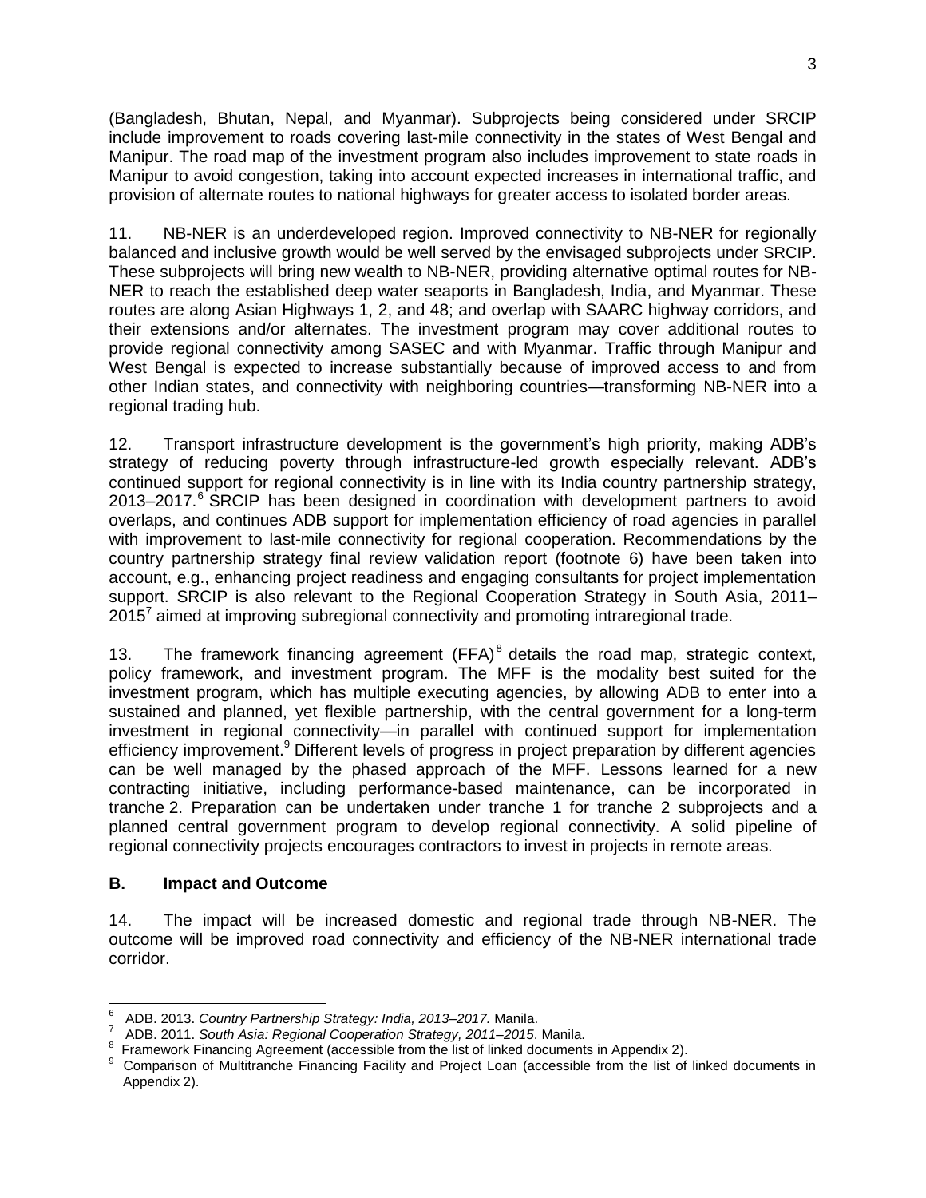(Bangladesh, Bhutan, Nepal, and Myanmar). Subprojects being considered under SRCIP include improvement to roads covering last-mile connectivity in the states of West Bengal and Manipur. The road map of the investment program also includes improvement to state roads in Manipur to avoid congestion, taking into account expected increases in international traffic, and provision of alternate routes to national highways for greater access to isolated border areas.

11. NB-NER is an underdeveloped region. Improved connectivity to NB-NER for regionally balanced and inclusive growth would be well served by the envisaged subprojects under SRCIP. These subprojects will bring new wealth to NB-NER, providing alternative optimal routes for NB-NER to reach the established deep water seaports in Bangladesh, India, and Myanmar. These routes are along Asian Highways 1, 2, and 48; and overlap with SAARC highway corridors, and their extensions and/or alternates. The investment program may cover additional routes to provide regional connectivity among SASEC and with Myanmar. Traffic through Manipur and West Bengal is expected to increase substantially because of improved access to and from other Indian states, and connectivity with neighboring countries—transforming NB-NER into a regional trading hub.

12. Transport infrastructure development is the government's high priority, making ADB's strategy of reducing poverty through infrastructure-led growth especially relevant. ADB's continued support for regional connectivity is in line with its India country partnership strategy, 2013–2017.[6] SRCIP has been designed in coordination with development partners to avoid overlaps, and continues ADB support for implementation efficiency of road agencies in parallel with improvement to last-mile connectivity for regional cooperation. Recommendations by the country partnership strategy final review validation report (footnote 6) have been taken into account, e.g., enhancing project readiness and engaging consultants for project implementation support. SRCIP is also relevant to the Regional Cooperation Strategy in South Asia, 2011–2015[7] aimed at improving subregional connectivity and promoting intraregional trade.

13. The framework financing agreement (FFA)[8] details the road map, strategic context, policy framework, and investment program. The MFF is the modality best suited for the investment program, which has multiple executing agencies, by allowing ADB to enter into a sustained and planned, yet flexible partnership, with the central government for a long-term investment in regional connectivity—in parallel with continued support for implementation efficiency improvement.[9] Different levels of progress in project preparation by different agencies can be well managed by the phased approach of the MFF. Lessons learned for a new contracting initiative, including performance-based maintenance, can be incorporated in tranche 2. Preparation can be undertaken under tranche 1 for tranche 2 subprojects and a planned central government program to develop regional connectivity. A solid pipeline of regional connectivity projects encourages contractors to invest in projects in remote areas.

## B. Impact and Outcome

14. The impact will be increased domestic and regional trade through NB-NER. The outcome will be improved road connectivity and efficiency of the NB-NER international trade corridor.

---

[6] ADB. 2013. *Country Partnership Strategy: India, 2013–2017.* Manila.

[7] ADB. 2011. *South Asia: Regional Cooperation Strategy, 2011–2015*. Manila.

[8] Framework Financing Agreement (accessible from the list of linked documents in Appendix 2).

[9] Comparison of Multitranche Financing Facility and Project Loan (accessible from the list of linked documents in Appendix 2).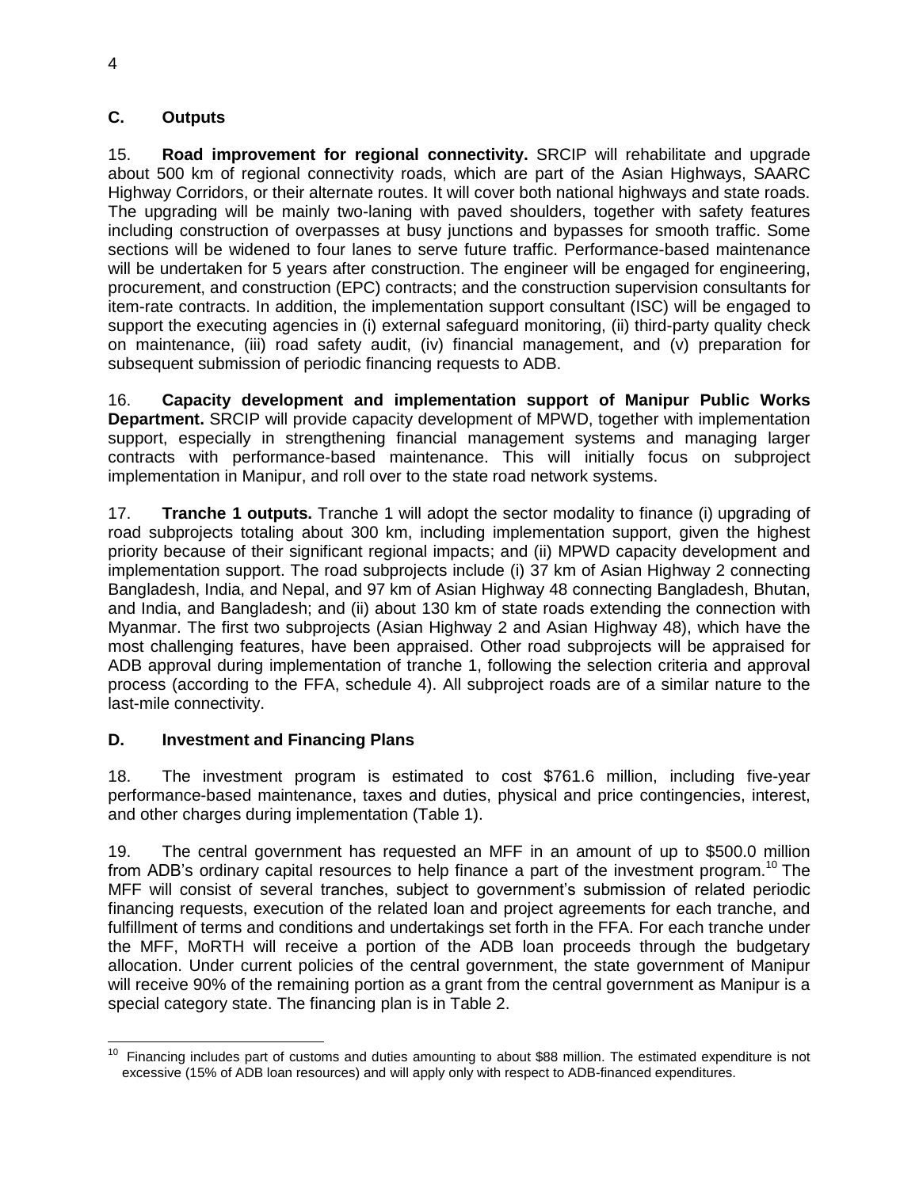## C. Outputs

15. **Road improvement for regional connectivity.** SRCIP will rehabilitate and upgrade about 500 km of regional connectivity roads, which are part of the Asian Highways, SAARC Highway Corridors, or their alternate routes. It will cover both national highways and state roads. The upgrading will be mainly two-laning with paved shoulders, together with safety features including construction of overpasses at busy junctions and bypasses for smooth traffic. Some sections will be widened to four lanes to serve future traffic. Performance-based maintenance will be undertaken for 5 years after construction. The engineer will be engaged for engineering, procurement, and construction (EPC) contracts; and the construction supervision consultants for item-rate contracts. In addition, the implementation support consultant (ISC) will be engaged to support the executing agencies in (i) external safeguard monitoring, (ii) third-party quality check on maintenance, (iii) road safety audit, (iv) financial management, and (v) preparation for subsequent submission of periodic financing requests to ADB.

16. **Capacity development and implementation support of Manipur Public Works Department.** SRCIP will provide capacity development of MPWD, together with implementation support, especially in strengthening financial management systems and managing larger contracts with performance-based maintenance. This will initially focus on subproject implementation in Manipur, and roll over to the state road network systems.

17. **Tranche 1 outputs.** Tranche 1 will adopt the sector modality to finance (i) upgrading of road subprojects totaling about 300 km, including implementation support, given the highest priority because of their significant regional impacts; and (ii) MPWD capacity development and implementation support. The road subprojects include (i) 37 km of Asian Highway 2 connecting Bangladesh, India, and Nepal, and 97 km of Asian Highway 48 connecting Bangladesh, Bhutan, and India, and Bangladesh; and (ii) about 130 km of state roads extending the connection with Myanmar. The first two subprojects (Asian Highway 2 and Asian Highway 48), which have the most challenging features, have been appraised. Other road subprojects will be appraised for ADB approval during implementation of tranche 1, following the selection criteria and approval process (according to the FFA, schedule 4). All subproject roads are of a similar nature to the last-mile connectivity.

## D. Investment and Financing Plans

18. The investment program is estimated to cost $761.6 million, including five-year performance-based maintenance, taxes and duties, physical and price contingencies, interest, and other charges during implementation (Table 1).

19. The central government has requested an MFF in an amount of up to $500.0 million from ADB's ordinary capital resources to help finance a part of the investment program.[10] The MFF will consist of several tranches, subject to government's submission of related periodic financing requests, execution of the related loan and project agreements for each tranche, and fulfillment of terms and conditions and undertakings set forth in the FFA. For each tranche under the MFF, MoRTH will receive a portion of the ADB loan proceeds through the budgetary allocation. Under current policies of the central government, the state government of Manipur will receive 90% of the remaining portion as a grant from the central government as Manipur is a special category state. The financing plan is in Table 2.

[10] Financing includes part of customs and duties amounting to about $88 million. The estimated expenditure is not excessive (15% of ADB loan resources) and will apply only with respect to ADB-financed expenditures.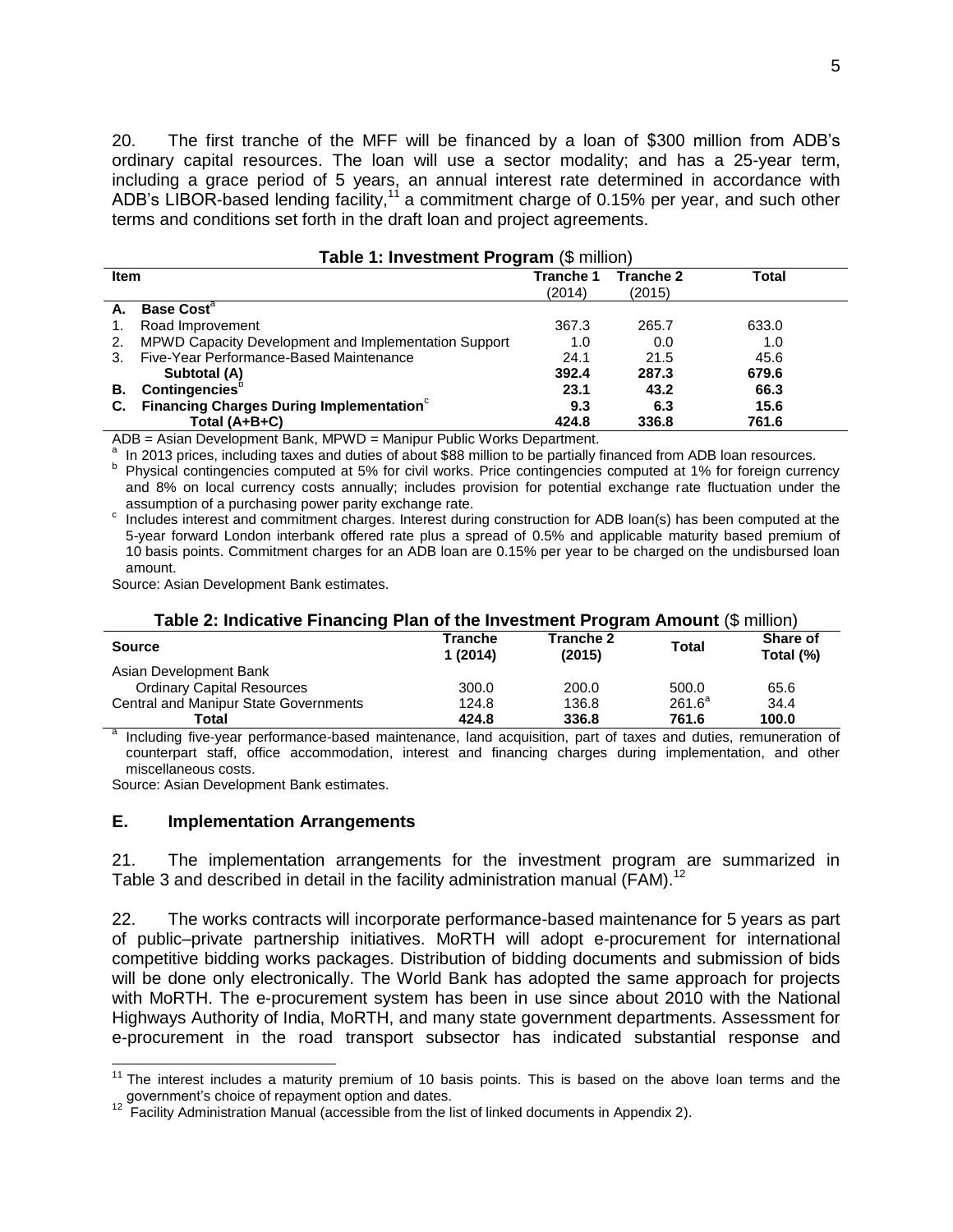20. The first tranche of the MFF will be financed by a loan of $300 million from ADB's ordinary capital resources. The loan will use a sector modality; and has a 25-year term, including a grace period of 5 years, an annual interest rate determined in accordance with ADB's LIBOR-based lending facility,[11] a commitment charge of 0.15% per year, and such other terms and conditions set forth in the draft loan and project agreements.

**Table 1: Investment Program** ($ million)

| Item | Tranche 1 (2014) | Tranche 2 (2015) | Total |
|---|---|---|---|
| **A. Base Cost**[a] | | | |
| 1. Road Improvement | 367.3 | 265.7 | 633.0 |
| 2. MPWD Capacity Development and Implementation Support | 1.0 | 0.0 | 1.0 |
| 3. Five-Year Performance-Based Maintenance | 24.1 | 21.5 | 45.6 |
| **Subtotal (A)** | **392.4** | **287.3** | **679.6** |
| **B. Contingencies**[b] | **23.1** | **43.2** | **66.3** |
| **C. Financing Charges During Implementation**[c] | **9.3** | **6.3** | **15.6** |
| **Total (A+B+C)** | **424.8** | **336.8** | **761.6** |

ADB = Asian Development Bank, MPWD = Manipur Public Works Department.

[a] In 2013 prices, including taxes and duties of about $88 million to be partially financed from ADB loan resources.

[b] Physical contingencies computed at 5% for civil works. Price contingencies computed at 1% for foreign currency and 8% on local currency costs annually; includes provision for potential exchange rate fluctuation under the assumption of a purchasing power parity exchange rate.

[c] Includes interest and commitment charges. Interest during construction for ADB loan(s) has been computed at the 5-year forward London interbank offered rate plus a spread of 0.5% and applicable maturity based premium of 10 basis points. Commitment charges for an ADB loan are 0.15% per year to be charged on the undisbursed loan amount.

Source: Asian Development Bank estimates.

**Table 2: Indicative Financing Plan of the Investment Program Amount** ($ million)

| Source | Tranche 1 (2014) | Tranche 2 (2015) | Total | Share of Total (%) |
|---|---|---|---|---|
| Asian Development Bank | | | | |
| Ordinary Capital Resources | 300.0 | 200.0 | 500.0 | 65.6 |
| Central and Manipur State Governments | 124.8 | 136.8 | 261.6[a] | 34.4 |
| **Total** | **424.8** | **336.8** | **761.6** | **100.0** |

[a] Including five-year performance-based maintenance, land acquisition, part of taxes and duties, remuneration of counterpart staff, office accommodation, interest and financing charges during implementation, and other miscellaneous costs.

Source: Asian Development Bank estimates.

### E. Implementation Arrangements

21. The implementation arrangements for the investment program are summarized in Table 3 and described in detail in the facility administration manual (FAM).[12]

22. The works contracts will incorporate performance-based maintenance for 5 years as part of public–private partnership initiatives. MoRTH will adopt e-procurement for international competitive bidding works packages. Distribution of bidding documents and submission of bids will be done only electronically. The World Bank has adopted the same approach for projects with MoRTH. The e-procurement system has been in use since about 2010 with the National Highways Authority of India, MoRTH, and many state government departments. Assessment for e-procurement in the road transport subsector has indicated substantial response and

[11] The interest includes a maturity premium of 10 basis points. This is based on the above loan terms and the government's choice of repayment option and dates.

[12] Facility Administration Manual (accessible from the list of linked documents in Appendix 2).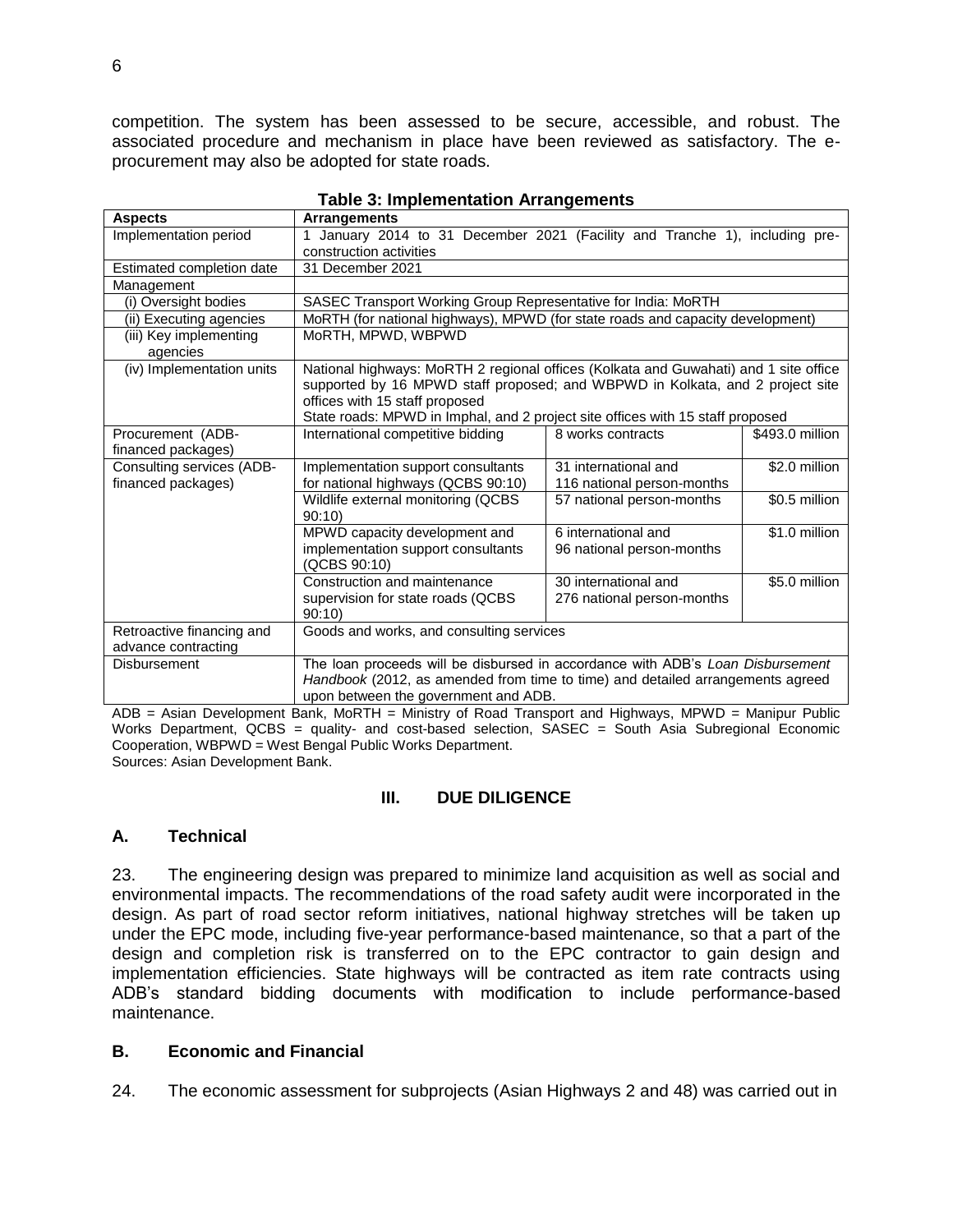competition. The system has been assessed to be secure, accessible, and robust. The associated procedure and mechanism in place have been reviewed as satisfactory. The e-procurement may also be adopted for state roads.

**Table 3: Implementation Arrangements**

| Aspects | Arrangements | | |
|---|---|---|---|
| Implementation period | 1 January 2014 to 31 December 2021 (Facility and Tranche 1), including pre-construction activities | | |
| Estimated completion date | 31 December 2021 | | |
| Management | | | |
| (i) Oversight bodies | SASEC Transport Working Group Representative for India: MoRTH | | |
| (ii) Executing agencies | MoRTH (for national highways), MPWD (for state roads and capacity development) | | |
| (iii) Key implementing agencies | MoRTH, MPWD, WBPWD | | |
| (iv) Implementation units | National highways: MoRTH 2 regional offices (Kolkata and Guwahati) and 1 site office supported by 16 MPWD staff proposed; and WBPWD in Kolkata, and 2 project site offices with 15 staff proposed<br>State roads: MPWD in Imphal, and 2 project site offices with 15 staff proposed | | |
| Procurement (ADB-financed packages) | International competitive bidding | 8 works contracts | $493.0 million |
| Consulting services (ADB-financed packages) | Implementation support consultants for national highways (QCBS 90:10) | 31 international and 116 national person-months | $2.0 million |
| | Wildlife external monitoring (QCBS 90:10) | 57 national person-months | $0.5 million |
| | MPWD capacity development and implementation support consultants (QCBS 90:10) | 6 international and 96 national person-months | $1.0 million |
| | Construction and maintenance supervision for state roads (QCBS 90:10) | 30 international and 276 national person-months | $5.0 million |
| Retroactive financing and advance contracting | Goods and works, and consulting services | | |
| Disbursement | The loan proceeds will be disbursed in accordance with ADB's *Loan Disbursement Handbook* (2012, as amended from time to time) and detailed arrangements agreed upon between the government and ADB. | | |

ADB = Asian Development Bank, MoRTH = Ministry of Road Transport and Highways, MPWD = Manipur Public Works Department, QCBS = quality- and cost-based selection, SASEC = South Asia Subregional Economic Cooperation, WBPWD = West Bengal Public Works Department.
Sources: Asian Development Bank.

## III. DUE DILIGENCE

### A. Technical

23. The engineering design was prepared to minimize land acquisition as well as social and environmental impacts. The recommendations of the road safety audit were incorporated in the design. As part of road sector reform initiatives, national highway stretches will be taken up under the EPC mode, including five-year performance-based maintenance, so that a part of the design and completion risk is transferred on to the EPC contractor to gain design and implementation efficiencies. State highways will be contracted as item rate contracts using ADB's standard bidding documents with modification to include performance-based maintenance.

### B. Economic and Financial

24. The economic assessment for subprojects (Asian Highways 2 and 48) was carried out in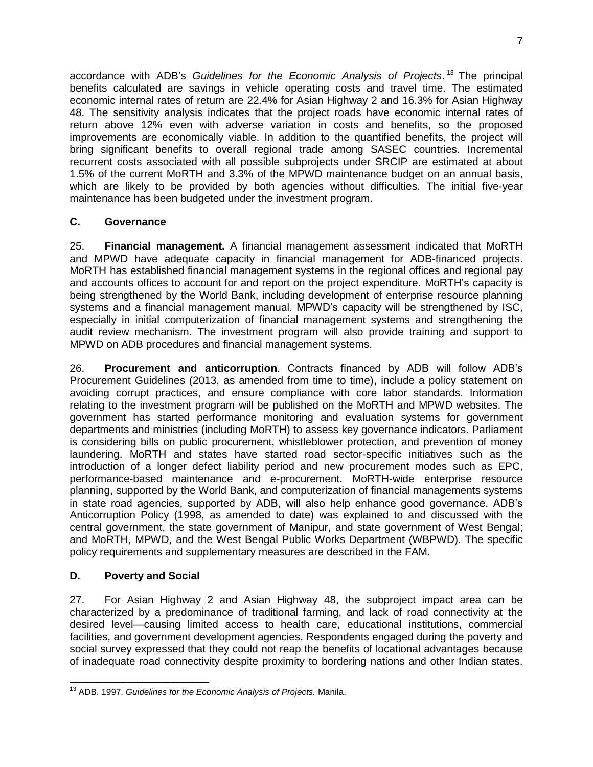accordance with ADB's *Guidelines for the Economic Analysis of Projects*.[13] The principal benefits calculated are savings in vehicle operating costs and travel time. The estimated economic internal rates of return are 22.4% for Asian Highway 2 and 16.3% for Asian Highway 48. The sensitivity analysis indicates that the project roads have economic internal rates of return above 12% even with adverse variation in costs and benefits, so the proposed improvements are economically viable. In addition to the quantified benefits, the project will bring significant benefits to overall regional trade among SASEC countries. Incremental recurrent costs associated with all possible subprojects under SRCIP are estimated at about 1.5% of the current MoRTH and 3.3% of the MPWD maintenance budget on an annual basis, which are likely to be provided by both agencies without difficulties. The initial five-year maintenance has been budgeted under the investment program.

## C. Governance

25. **Financial management.** A financial management assessment indicated that MoRTH and MPWD have adequate capacity in financial management for ADB-financed projects. MoRTH has established financial management systems in the regional offices and regional pay and accounts offices to account for and report on the project expenditure. MoRTH's capacity is being strengthened by the World Bank, including development of enterprise resource planning systems and a financial management manual. MPWD's capacity will be strengthened by ISC, especially in initial computerization of financial management systems and strengthening the audit review mechanism. The investment program will also provide training and support to MPWD on ADB procedures and financial management systems.

26. **Procurement and anticorruption**. Contracts financed by ADB will follow ADB's Procurement Guidelines (2013, as amended from time to time), include a policy statement on avoiding corrupt practices, and ensure compliance with core labor standards. Information relating to the investment program will be published on the MoRTH and MPWD websites. The government has started performance monitoring and evaluation systems for government departments and ministries (including MoRTH) to assess key governance indicators. Parliament is considering bills on public procurement, whistleblower protection, and prevention of money laundering. MoRTH and states have started road sector-specific initiatives such as the introduction of a longer defect liability period and new procurement modes such as EPC, performance-based maintenance and e-procurement. MoRTH-wide enterprise resource planning, supported by the World Bank, and computerization of financial managements systems in state road agencies, supported by ADB, will also help enhance good governance. ADB's Anticorruption Policy (1998, as amended to date) was explained to and discussed with the central government, the state government of Manipur, and state government of West Bengal; and MoRTH, MPWD, and the West Bengal Public Works Department (WBPWD). The specific policy requirements and supplementary measures are described in the FAM.

## D. Poverty and Social

27. For Asian Highway 2 and Asian Highway 48, the subproject impact area can be characterized by a predominance of traditional farming, and lack of road connectivity at the desired level—causing limited access to health care, educational institutions, commercial facilities, and government development agencies. Respondents engaged during the poverty and social survey expressed that they could not reap the benefits of locational advantages because of inadequate road connectivity despite proximity to bordering nations and other Indian states.

---

[13] ADB. 1997. *Guidelines for the Economic Analysis of Projects.* Manila.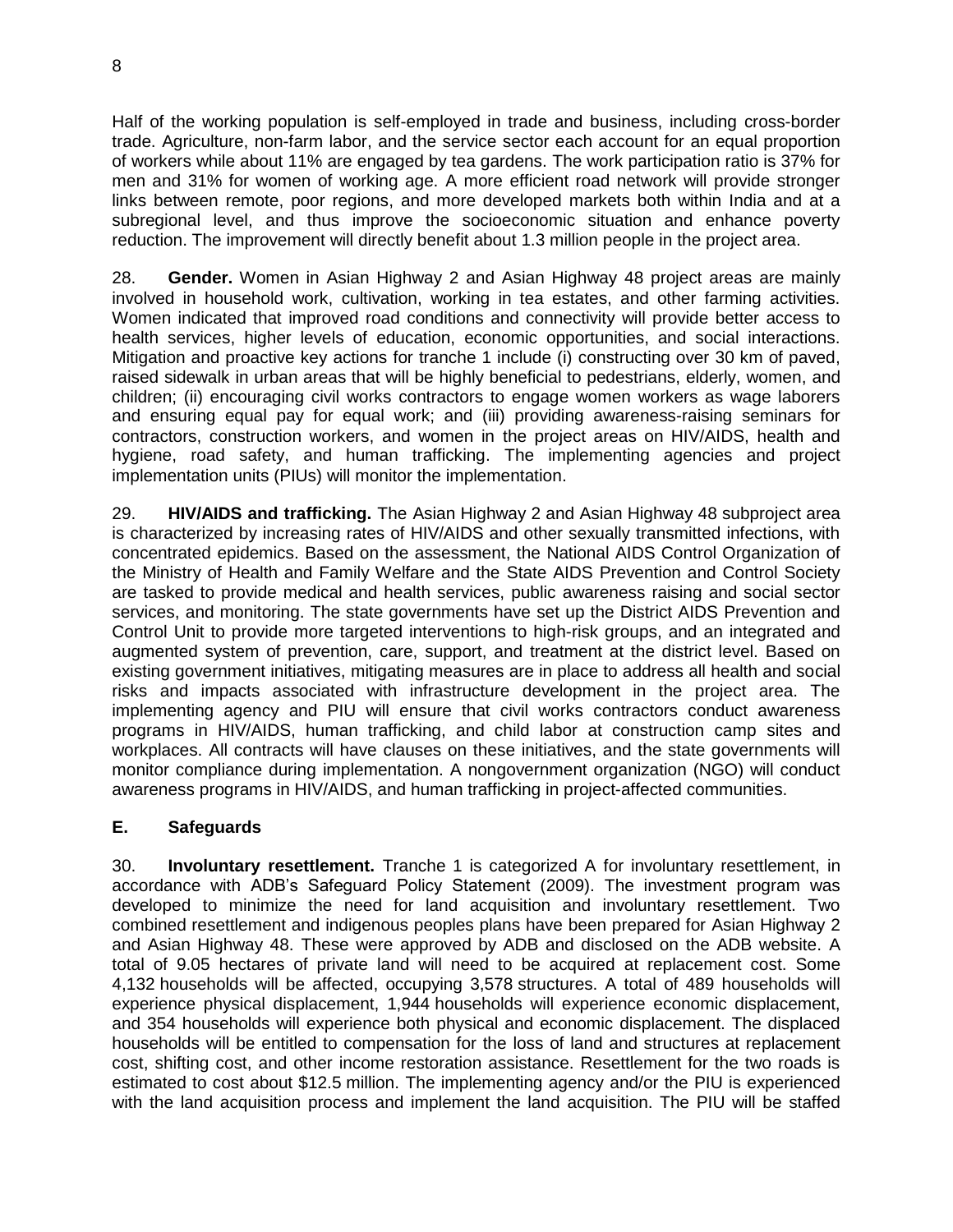Half of the working population is self-employed in trade and business, including cross-border trade. Agriculture, non-farm labor, and the service sector each account for an equal proportion of workers while about 11% are engaged by tea gardens. The work participation ratio is 37% for men and 31% for women of working age. A more efficient road network will provide stronger links between remote, poor regions, and more developed markets both within India and at a subregional level, and thus improve the socioeconomic situation and enhance poverty reduction. The improvement will directly benefit about 1.3 million people in the project area.

28. **Gender.** Women in Asian Highway 2 and Asian Highway 48 project areas are mainly involved in household work, cultivation, working in tea estates, and other farming activities. Women indicated that improved road conditions and connectivity will provide better access to health services, higher levels of education, economic opportunities, and social interactions. Mitigation and proactive key actions for tranche 1 include (i) constructing over 30 km of paved, raised sidewalk in urban areas that will be highly beneficial to pedestrians, elderly, women, and children; (ii) encouraging civil works contractors to engage women workers as wage laborers and ensuring equal pay for equal work; and (iii) providing awareness-raising seminars for contractors, construction workers, and women in the project areas on HIV/AIDS, health and hygiene, road safety, and human trafficking. The implementing agencies and project implementation units (PIUs) will monitor the implementation.

29. **HIV/AIDS and trafficking.** The Asian Highway 2 and Asian Highway 48 subproject area is characterized by increasing rates of HIV/AIDS and other sexually transmitted infections, with concentrated epidemics. Based on the assessment, the National AIDS Control Organization of the Ministry of Health and Family Welfare and the State AIDS Prevention and Control Society are tasked to provide medical and health services, public awareness raising and social sector services, and monitoring. The state governments have set up the District AIDS Prevention and Control Unit to provide more targeted interventions to high-risk groups, and an integrated and augmented system of prevention, care, support, and treatment at the district level. Based on existing government initiatives, mitigating measures are in place to address all health and social risks and impacts associated with infrastructure development in the project area. The implementing agency and PIU will ensure that civil works contractors conduct awareness programs in HIV/AIDS, human trafficking, and child labor at construction camp sites and workplaces. All contracts will have clauses on these initiatives, and the state governments will monitor compliance during implementation. A nongovernment organization (NGO) will conduct awareness programs in HIV/AIDS, and human trafficking in project-affected communities.

### E. Safeguards

30. **Involuntary resettlement.** Tranche 1 is categorized A for involuntary resettlement, in accordance with ADB's Safeguard Policy Statement (2009). The investment program was developed to minimize the need for land acquisition and involuntary resettlement. Two combined resettlement and indigenous peoples plans have been prepared for Asian Highway 2 and Asian Highway 48. These were approved by ADB and disclosed on the ADB website. A total of 9.05 hectares of private land will need to be acquired at replacement cost. Some 4,132 households will be affected, occupying 3,578 structures. A total of 489 households will experience physical displacement, 1,944 households will experience economic displacement, and 354 households will experience both physical and economic displacement. The displaced households will be entitled to compensation for the loss of land and structures at replacement cost, shifting cost, and other income restoration assistance. Resettlement for the two roads is estimated to cost about $12.5 million. The implementing agency and/or the PIU is experienced with the land acquisition process and implement the land acquisition. The PIU will be staffed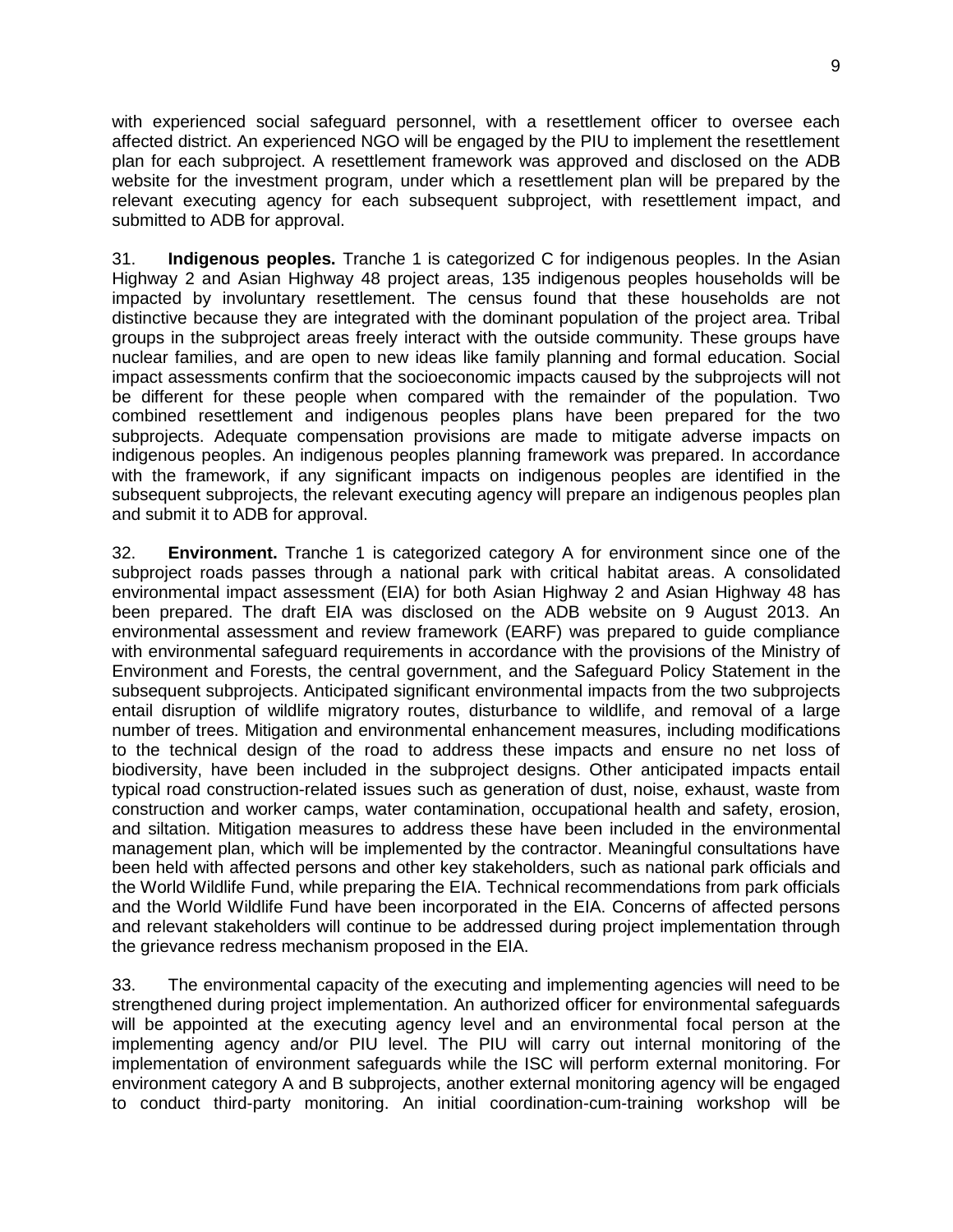with experienced social safeguard personnel, with a resettlement officer to oversee each affected district. An experienced NGO will be engaged by the PIU to implement the resettlement plan for each subproject. A resettlement framework was approved and disclosed on the ADB website for the investment program, under which a resettlement plan will be prepared by the relevant executing agency for each subsequent subproject, with resettlement impact, and submitted to ADB for approval.

31. **Indigenous peoples.** Tranche 1 is categorized C for indigenous peoples. In the Asian Highway 2 and Asian Highway 48 project areas, 135 indigenous peoples households will be impacted by involuntary resettlement. The census found that these households are not distinctive because they are integrated with the dominant population of the project area. Tribal groups in the subproject areas freely interact with the outside community. These groups have nuclear families, and are open to new ideas like family planning and formal education. Social impact assessments confirm that the socioeconomic impacts caused by the subprojects will not be different for these people when compared with the remainder of the population. Two combined resettlement and indigenous peoples plans have been prepared for the two subprojects. Adequate compensation provisions are made to mitigate adverse impacts on indigenous peoples. An indigenous peoples planning framework was prepared. In accordance with the framework, if any significant impacts on indigenous peoples are identified in the subsequent subprojects, the relevant executing agency will prepare an indigenous peoples plan and submit it to ADB for approval.

32. **Environment.** Tranche 1 is categorized category A for environment since one of the subproject roads passes through a national park with critical habitat areas. A consolidated environmental impact assessment (EIA) for both Asian Highway 2 and Asian Highway 48 has been prepared. The draft EIA was disclosed on the ADB website on 9 August 2013. An environmental assessment and review framework (EARF) was prepared to guide compliance with environmental safeguard requirements in accordance with the provisions of the Ministry of Environment and Forests, the central government, and the Safeguard Policy Statement in the subsequent subprojects. Anticipated significant environmental impacts from the two subprojects entail disruption of wildlife migratory routes, disturbance to wildlife, and removal of a large number of trees. Mitigation and environmental enhancement measures, including modifications to the technical design of the road to address these impacts and ensure no net loss of biodiversity, have been included in the subproject designs. Other anticipated impacts entail typical road construction-related issues such as generation of dust, noise, exhaust, waste from construction and worker camps, water contamination, occupational health and safety, erosion, and siltation. Mitigation measures to address these have been included in the environmental management plan, which will be implemented by the contractor. Meaningful consultations have been held with affected persons and other key stakeholders, such as national park officials and the World Wildlife Fund, while preparing the EIA. Technical recommendations from park officials and the World Wildlife Fund have been incorporated in the EIA. Concerns of affected persons and relevant stakeholders will continue to be addressed during project implementation through the grievance redress mechanism proposed in the EIA.

33. The environmental capacity of the executing and implementing agencies will need to be strengthened during project implementation. An authorized officer for environmental safeguards will be appointed at the executing agency level and an environmental focal person at the implementing agency and/or PIU level. The PIU will carry out internal monitoring of the implementation of environment safeguards while the ISC will perform external monitoring. For environment category A and B subprojects, another external monitoring agency will be engaged to conduct third-party monitoring. An initial coordination-cum-training workshop will be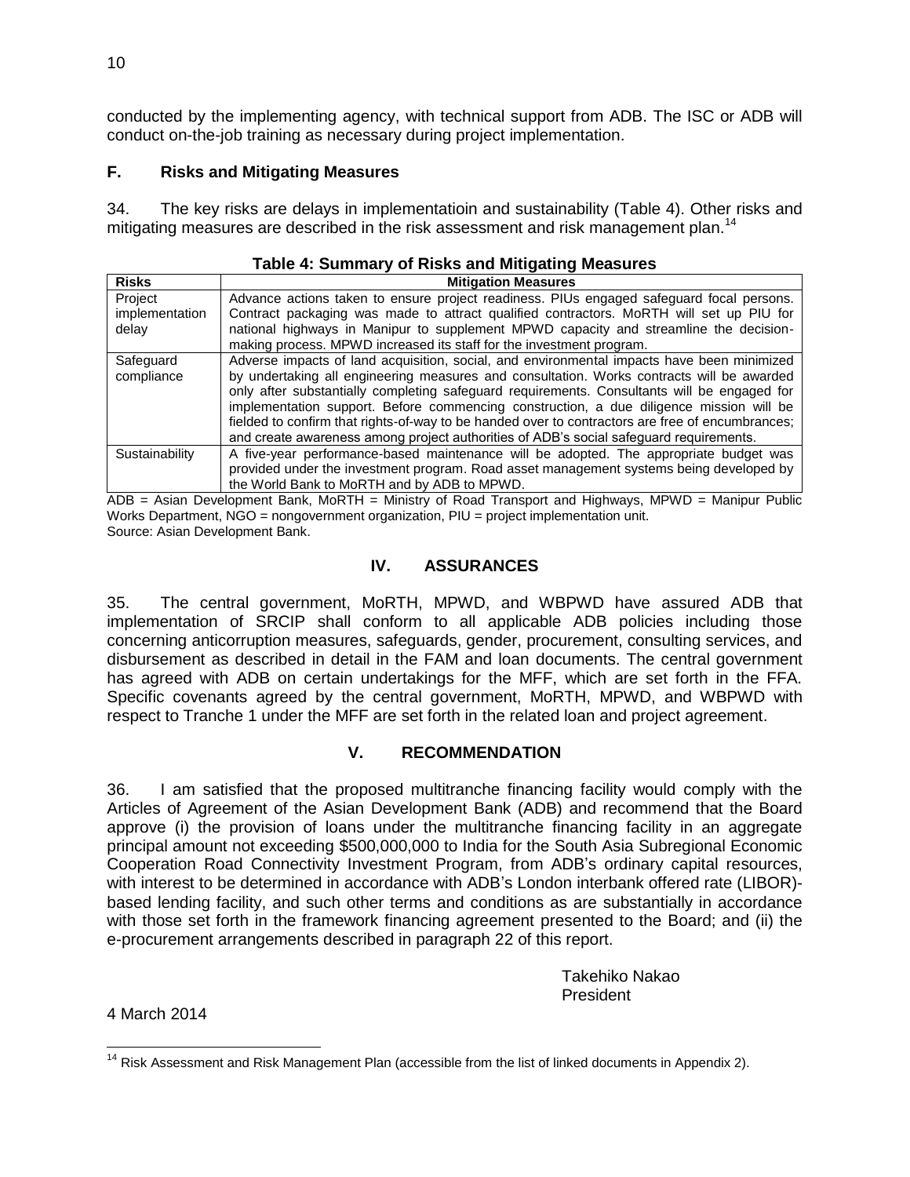conducted by the implementing agency, with technical support from ADB. The ISC or ADB will conduct on-the-job training as necessary during project implementation.

### F. Risks and Mitigating Measures

34. The key risks are delays in implementatioin and sustainability (Table 4). Other risks and mitigating measures are described in the risk assessment and risk management plan.[14]

**Table 4: Summary of Risks and Mitigating Measures**

| Risks | Mitigation Measures |
|---|---|
| Project implementation delay | Advance actions taken to ensure project readiness. PIUs engaged safeguard focal persons. Contract packaging was made to attract qualified contractors. MoRTH will set up PIU for national highways in Manipur to supplement MPWD capacity and streamline the decision-making process. MPWD increased its staff for the investment program. |
| Safeguard compliance | Adverse impacts of land acquisition, social, and environmental impacts have been minimized by undertaking all engineering measures and consultation. Works contracts will be awarded only after substantially completing safeguard requirements. Consultants will be engaged for implementation support. Before commencing construction, a due diligence mission will be fielded to confirm that rights-of-way to be handed over to contractors are free of encumbrances; and create awareness among project authorities of ADB's social safeguard requirements. |
| Sustainability | A five-year performance-based maintenance will be adopted. The appropriate budget was provided under the investment program. Road asset management systems being developed by the World Bank to MoRTH and by ADB to MPWD. |

ADB = Asian Development Bank, MoRTH = Ministry of Road Transport and Highways, MPWD = Manipur Public Works Department, NGO = nongovernment organization, PIU = project implementation unit.
Source: Asian Development Bank.

## IV. ASSURANCES

35. The central government, MoRTH, MPWD, and WBPWD have assured ADB that implementation of SRCIP shall conform to all applicable ADB policies including those concerning anticorruption measures, safeguards, gender, procurement, consulting services, and disbursement as described in detail in the FAM and loan documents. The central government has agreed with ADB on certain undertakings for the MFF, which are set forth in the FFA. Specific covenants agreed by the central government, MoRTH, MPWD, and WBPWD with respect to Tranche 1 under the MFF are set forth in the related loan and project agreement.

## V. RECOMMENDATION

36. I am satisfied that the proposed multitranche financing facility would comply with the Articles of Agreement of the Asian Development Bank (ADB) and recommend that the Board approve (i) the provision of loans under the multitranche financing facility in an aggregate principal amount not exceeding $500,000,000 to India for the South Asia Subregional Economic Cooperation Road Connectivity Investment Program, from ADB's ordinary capital resources, with interest to be determined in accordance with ADB's London interbank offered rate (LIBOR)-based lending facility, and such other terms and conditions as are substantially in accordance with those set forth in the framework financing agreement presented to the Board; and (ii) the e-procurement arrangements described in paragraph 22 of this report.

Takehiko Nakao
President

4 March 2014

[14] Risk Assessment and Risk Management Plan (accessible from the list of linked documents in Appendix 2).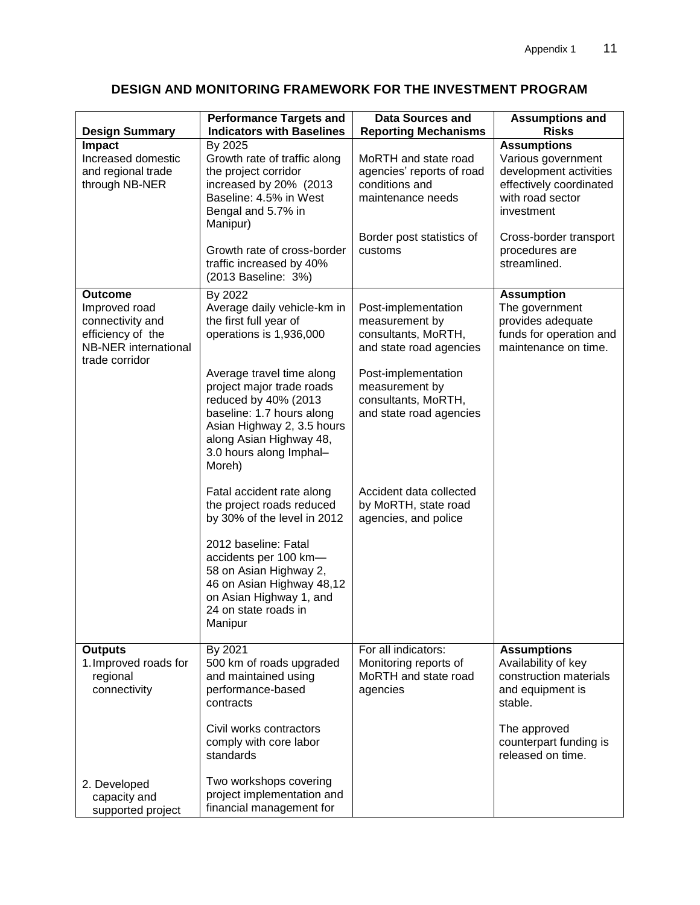## DESIGN AND MONITORING FRAMEWORK FOR THE INVESTMENT PROGRAM

| Design Summary | Performance Targets and Indicators with Baselines | Data Sources and Reporting Mechanisms | Assumptions and Risks |
|---|---|---|---|
| **Impact**<br>Increased domestic and regional trade through NB-NER | By 2025<br>Growth rate of traffic along the project corridor increased by 20% (2013 Baseline: 4.5% in West Bengal and 5.7% in Manipur)<br><br>Growth rate of cross-border traffic increased by 40% (2013 Baseline: 3%) | MoRTH and state road agencies' reports of road conditions and maintenance needs<br><br>Border post statistics of customs | **Assumptions**<br>Various government development activities effectively coordinated with road sector investment<br><br>Cross-border transport procedures are streamlined. |
| **Outcome**<br>Improved road connectivity and efficiency of the NB-NER international trade corridor | By 2022<br>Average daily vehicle-km in the first full year of operations is 1,936,000<br><br>Average travel time along project major trade roads reduced by 40% (2013 baseline: 1.7 hours along Asian Highway 2, 3.5 hours along Asian Highway 48, 3.0 hours along Imphal–Moreh)<br><br>Fatal accident rate along the project roads reduced by 30% of the level in 2012<br><br>2012 baseline: Fatal accidents per 100 km—58 on Asian Highway 2, 46 on Asian Highway 48,12 on Asian Highway 1, and 24 on state roads in Manipur | Post-implementation measurement by consultants, MoRTH, and state road agencies<br><br>Post-implementation measurement by consultants, MoRTH, and state road agencies<br><br>Accident data collected by MoRTH, state road agencies, and police | **Assumption**<br>The government provides adequate funds for operation and maintenance on time. |
| **Outputs**<br>1. Improved roads for regional connectivity<br><br><br><br><br><br>2. Developed capacity and supported project | By 2021<br>500 km of roads upgraded and maintained using performance-based contracts<br><br>Civil works contractors comply with core labor standards<br><br>Two workshops covering project implementation and financial management for | For all indicators:<br>Monitoring reports of MoRTH and state road agencies | **Assumptions**<br>Availability of key construction materials and equipment is stable.<br><br>The approved counterpart funding is released on time. |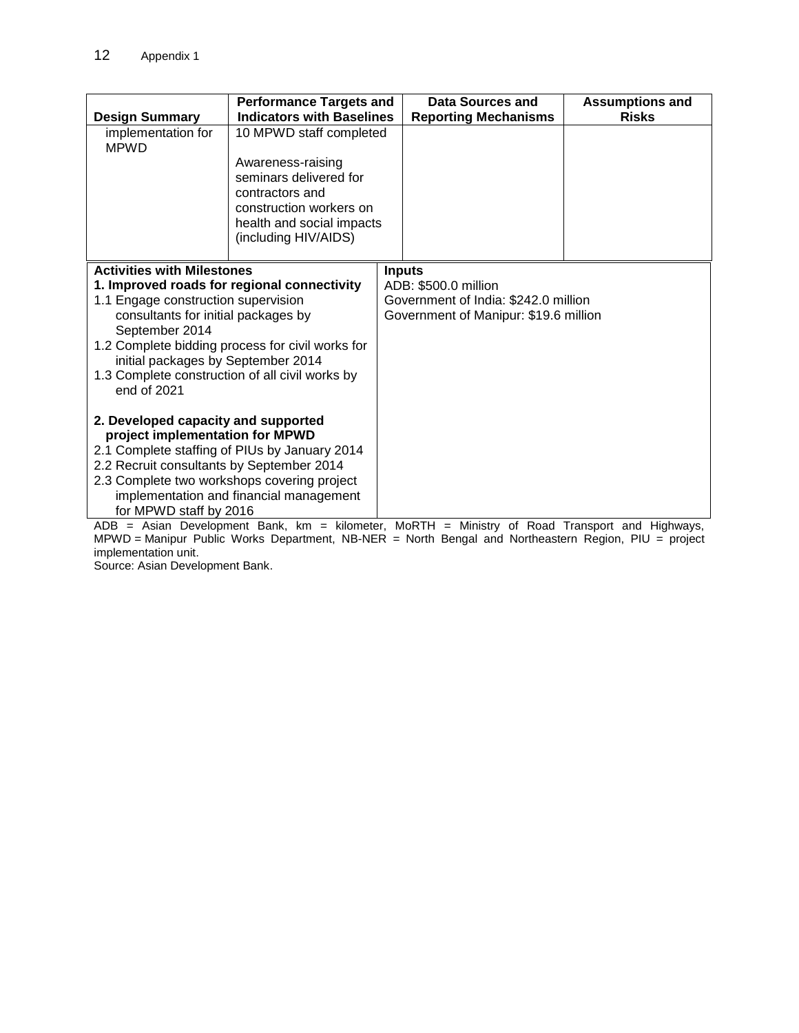| Design Summary | Performance Targets and Indicators with Baselines | Data Sources and Reporting Mechanisms | Assumptions and Risks |
|---|---|---|---|
| implementation for MPWD | 10 MPWD staff completed<br><br>Awareness-raising seminars delivered for contractors and construction workers on health and social impacts (including HIV/AIDS) | | |

| Activities with Milestones | Inputs |
|---|---|
| **1. Improved roads for regional connectivity**<br>1.1 Engage construction supervision consultants for initial packages by September 2014<br>1.2 Complete bidding process for civil works for initial packages by September 2014<br>1.3 Complete construction of all civil works by end of 2021<br><br>**2. Developed capacity and supported project implementation for MPWD**<br>2.1 Complete staffing of PIUs by January 2014<br>2.2 Recruit consultants by September 2014<br>2.3 Complete two workshops covering project implementation and financial management for MPWD staff by 2016 | ADB: $500.0 million<br>Government of India: $242.0 million<br>Government of Manipur: $19.6 million |

ADB = Asian Development Bank, km = kilometer, MoRTH = Ministry of Road Transport and Highways, MPWD = Manipur Public Works Department, NB-NER = North Bengal and Northeastern Region, PIU = project implementation unit.

Source: Asian Development Bank.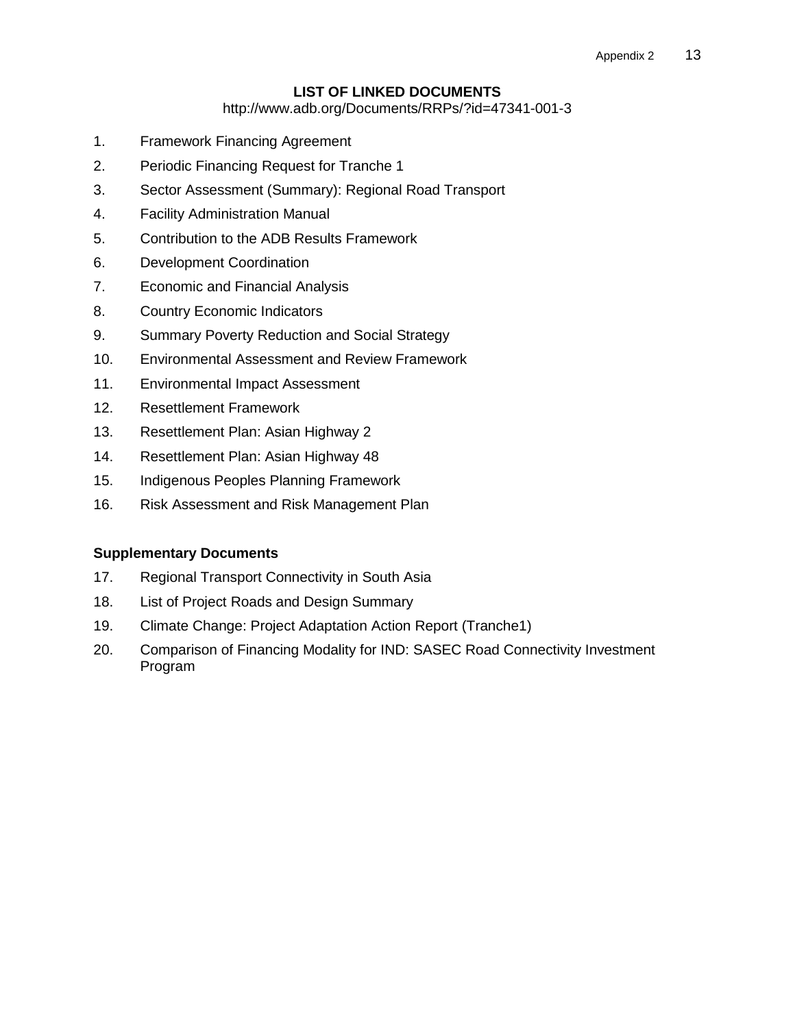## LIST OF LINKED DOCUMENTS

http://www.adb.org/Documents/RRPs/?id=47341-001-3

1. Framework Financing Agreement
2. Periodic Financing Request for Tranche 1
3. Sector Assessment (Summary): Regional Road Transport
4. Facility Administration Manual
5. Contribution to the ADB Results Framework
6. Development Coordination
7. Economic and Financial Analysis
8. Country Economic Indicators
9. Summary Poverty Reduction and Social Strategy
10. Environmental Assessment and Review Framework
11. Environmental Impact Assessment
12. Resettlement Framework
13. Resettlement Plan: Asian Highway 2
14. Resettlement Plan: Asian Highway 48
15. Indigenous Peoples Planning Framework
16. Risk Assessment and Risk Management Plan

**Supplementary Documents**

17. Regional Transport Connectivity in South Asia
18. List of Project Roads and Design Summary
19. Climate Change: Project Adaptation Action Report (Tranche1)
20. Comparison of Financing Modality for IND: SASEC Road Connectivity Investment Program